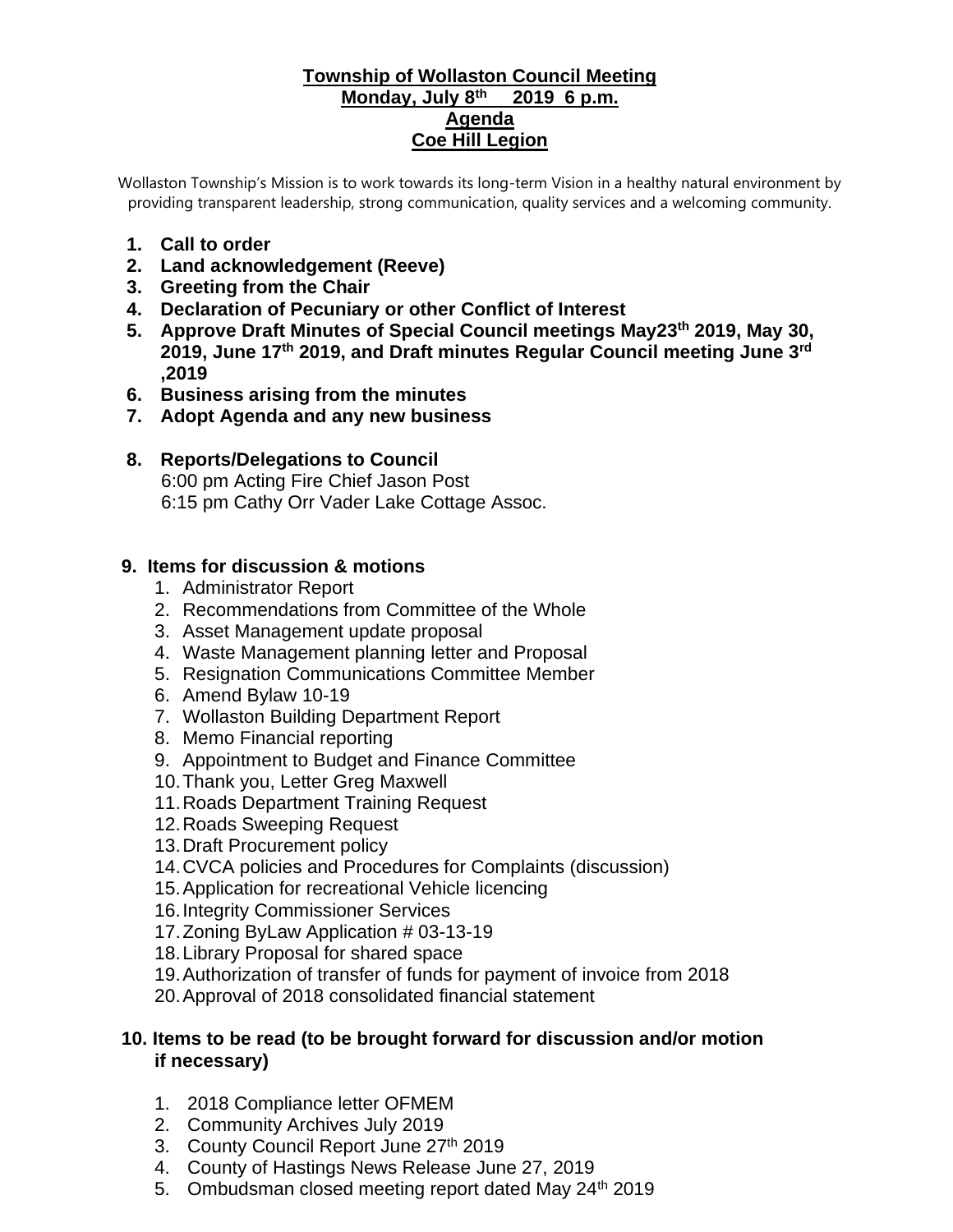# Township of Wollaston Council Meeting
## Monday, July 8th 2019 6 p.m.
## Agenda
## Coe Hill Legion

Wollaston Township's Mission is to work towards its long-term Vision in a healthy natural environment by providing transparent leadership, strong communication, quality services and a welcoming community.

1. **Call to order**
2. **Land acknowledgement (Reeve)**
3. **Greeting from the Chair**
4. **Declaration of Pecuniary or other Conflict of Interest**
5. **Approve Draft Minutes of Special Council meetings May23th 2019, May 30, 2019, June 17th 2019, and Draft minutes Regular Council meeting June 3rd ,2019**
6. **Business arising from the minutes**
7. **Adopt Agenda and any new business**
8. **Reports/Delegations to Council**
   6:00 pm Acting Fire Chief Jason Post
   6:15 pm Cathy Orr Vader Lake Cottage Assoc.

9. **Items for discussion & motions**
   1. Administrator Report
   2. Recommendations from Committee of the Whole
   3. Asset Management update proposal
   4. Waste Management planning letter and Proposal
   5. Resignation Communications Committee Member
   6. Amend Bylaw 10-19
   7. Wollaston Building Department Report
   8. Memo Financial reporting
   9. Appointment to Budget and Finance Committee
   10. Thank you, Letter Greg Maxwell
   11. Roads Department Training Request
   12. Roads Sweeping Request
   13. Draft Procurement policy
   14. CVCA policies and Procedures for Complaints (discussion)
   15. Application for recreational Vehicle licencing
   16. Integrity Commissioner Services
   17. Zoning ByLaw Application # 03-13-19
   18. Library Proposal for shared space
   19. Authorization of transfer of funds for payment of invoice from 2018
   20. Approval of 2018 consolidated financial statement

10. **Items to be read (to be brought forward for discussion and/or motion if necessary)**
    1. 2018 Compliance letter OFMEM
    2. Community Archives July 2019
    3. County Council Report June 27th 2019
    4. County of Hastings News Release June 27, 2019
    5. Ombudsman closed meeting report dated May 24th 2019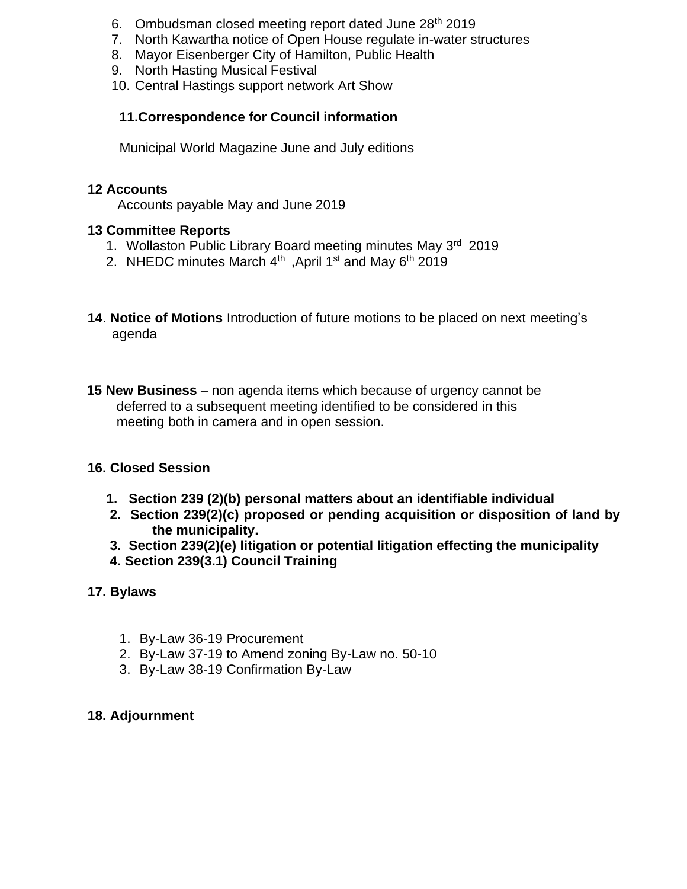6. Ombudsman closed meeting report dated June 28th 2019
7. North Kawartha notice of Open House regulate in-water structures
8. Mayor Eisenberger City of Hamilton, Public Health
9. North Hasting Musical Festival
10. Central Hastings support network Art Show

**11.Correspondence for Council information**

Municipal World Magazine June and July editions

**12 Accounts**

Accounts payable May and June 2019

**13 Committee Reports**

1. Wollaston Public Library Board meeting minutes May 3rd 2019
2. NHEDC minutes March 4th ,April 1st and May 6th 2019

**14**. **Notice of Motions** Introduction of future motions to be placed on next meeting's agenda

**15 New Business** – non agenda items which because of urgency cannot be deferred to a subsequent meeting identified to be considered in this meeting both in camera and in open session.

**16. Closed Session**

1. **Section 239 (2)(b) personal matters about an identifiable individual**
2. **Section 239(2)(c) proposed or pending acquisition or disposition of land by the municipality.**
3. **Section 239(2)(e) litigation or potential litigation effecting the municipality**
4. **Section 239(3.1) Council Training**

**17. Bylaws**

1. By-Law 36-19 Procurement
2. By-Law 37-19 to Amend zoning By-Law no. 50-10
3. By-Law 38-19 Confirmation By-Law

**18. Adjournment**